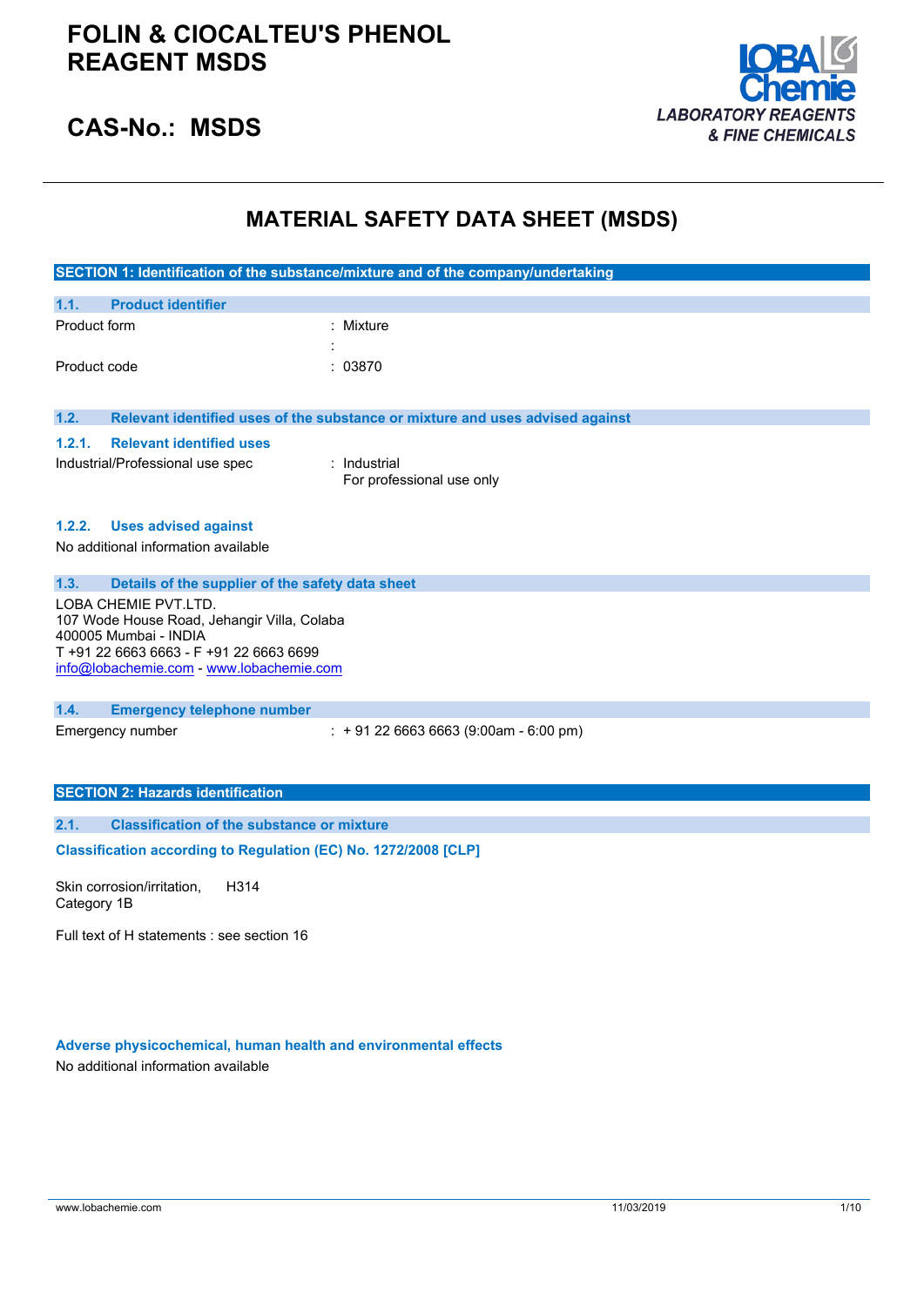# FOLIN & CIOCALTEU'S PHENOL REAGENT MSDS

## CAS-No.: MSDS

LOBA Chemie
*LABORATORY REAGENTS & FINE CHEMICALS*

# MATERIAL SAFETY DATA SHEET (MSDS)

## SECTION 1: Identification of the substance/mixture and of the company/undertaking

### 1.1. Product identifier

Product form : Mixture

:

Product code : 03870

### 1.2. Relevant identified uses of the substance or mixture and uses advised against

#### 1.2.1. Relevant identified uses

Industrial/Professional use spec : Industrial
For professional use only

#### 1.2.2. Uses advised against

No additional information available

### 1.3. Details of the supplier of the safety data sheet

LOBA CHEMIE PVT.LTD.
107 Wode House Road, Jehangir Villa, Colaba
400005 Mumbai - INDIA
T +91 22 6663 6663 - F +91 22 6663 6699
info@lobachemie.com - www.lobachemie.com

### 1.4. Emergency telephone number

Emergency number : + 91 22 6663 6663 (9:00am - 6:00 pm)

## SECTION 2: Hazards identification

### 2.1. Classification of the substance or mixture

**Classification according to Regulation (EC) No. 1272/2008 [CLP]**

Skin corrosion/irritation, Category 1B H314

Full text of H statements : see section 16

**Adverse physicochemical, human health and environmental effects**

No additional information available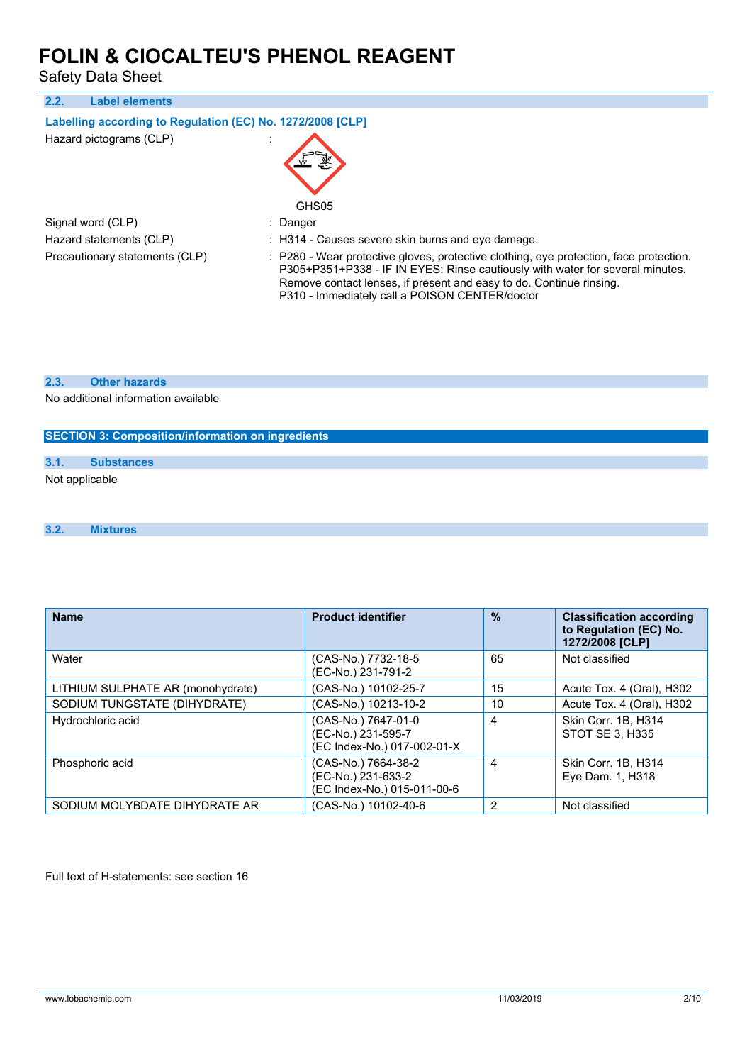### 2.2. Label elements

**Labelling according to Regulation (EC) No. 1272/2008 [CLP]**

Hazard pictograms (CLP) :

GHS05

Signal word (CLP) : Danger

Hazard statements (CLP) : H314 - Causes severe skin burns and eye damage.

Precautionary statements (CLP) : P280 - Wear protective gloves, protective clothing, eye protection, face protection.
P305+P351+P338 - IF IN EYES: Rinse cautiously with water for several minutes. Remove contact lenses, if present and easy to do. Continue rinsing.
P310 - Immediately call a POISON CENTER/doctor

### 2.3. Other hazards

No additional information available

## SECTION 3: Composition/information on ingredients

### 3.1. Substances

Not applicable

### 3.2. Mixtures

| Name | Product identifier | % | Classification according to Regulation (EC) No. 1272/2008 [CLP] |
|---|---|---|---|
| Water | (CAS-No.) 7732-18-5<br>(EC-No.) 231-791-2 | 65 | Not classified |
| LITHIUM SULPHATE AR (monohydrate) | (CAS-No.) 10102-25-7 | 15 | Acute Tox. 4 (Oral), H302 |
| SODIUM TUNGSTATE (DIHYDRATE) | (CAS-No.) 10213-10-2 | 10 | Acute Tox. 4 (Oral), H302 |
| Hydrochloric acid | (CAS-No.) 7647-01-0<br>(EC-No.) 231-595-7<br>(EC Index-No.) 017-002-01-X | 4 | Skin Corr. 1B, H314<br>STOT SE 3, H335 |
| Phosphoric acid | (CAS-No.) 7664-38-2<br>(EC-No.) 231-633-2<br>(EC Index-No.) 015-011-00-6 | 4 | Skin Corr. 1B, H314<br>Eye Dam. 1, H318 |
| SODIUM MOLYBDATE DIHYDRATE AR | (CAS-No.) 10102-40-6 | 2 | Not classified |

Full text of H-statements: see section 16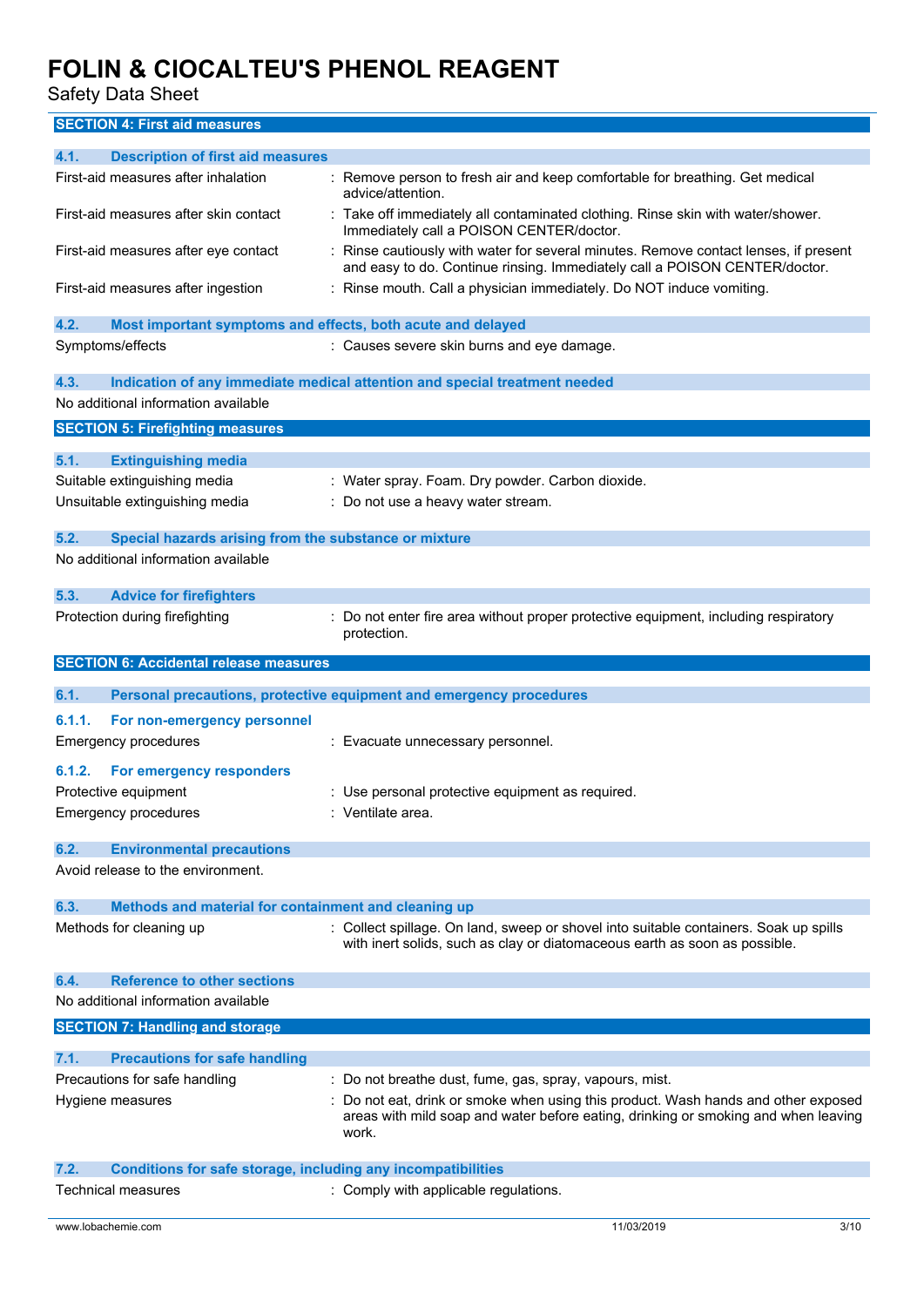## SECTION 4: First aid measures

### 4.1. Description of first aid measures

| | |
|---|---|
| First-aid measures after inhalation | : Remove person to fresh air and keep comfortable for breathing. Get medical advice/attention. |
| First-aid measures after skin contact | : Take off immediately all contaminated clothing. Rinse skin with water/shower. Immediately call a POISON CENTER/doctor. |
| First-aid measures after eye contact | : Rinse cautiously with water for several minutes. Remove contact lenses, if present and easy to do. Continue rinsing. Immediately call a POISON CENTER/doctor. |
| First-aid measures after ingestion | : Rinse mouth. Call a physician immediately. Do NOT induce vomiting. |

### 4.2. Most important symptoms and effects, both acute and delayed

| | |
|---|---|
| Symptoms/effects | : Causes severe skin burns and eye damage. |

### 4.3. Indication of any immediate medical attention and special treatment needed

No additional information available

## SECTION 5: Firefighting measures

### 5.1. Extinguishing media

| | |
|---|---|
| Suitable extinguishing media | : Water spray. Foam. Dry powder. Carbon dioxide. |
| Unsuitable extinguishing media | : Do not use a heavy water stream. |

### 5.2. Special hazards arising from the substance or mixture

No additional information available

### 5.3. Advice for firefighters

| | |
|---|---|
| Protection during firefighting | : Do not enter fire area without proper protective equipment, including respiratory protection. |

## SECTION 6: Accidental release measures

### 6.1. Personal precautions, protective equipment and emergency procedures

#### 6.1.1. For non-emergency personnel

| | |
|---|---|
| Emergency procedures | : Evacuate unnecessary personnel. |

#### 6.1.2. For emergency responders

| | |
|---|---|
| Protective equipment | : Use personal protective equipment as required. |
| Emergency procedures | : Ventilate area. |

### 6.2. Environmental precautions

Avoid release to the environment.

### 6.3. Methods and material for containment and cleaning up

| | |
|---|---|
| Methods for cleaning up | : Collect spillage. On land, sweep or shovel into suitable containers. Soak up spills with inert solids, such as clay or diatomaceous earth as soon as possible. |

### 6.4. Reference to other sections

No additional information available

## SECTION 7: Handling and storage

### 7.1. Precautions for safe handling

| | |
|---|---|
| Precautions for safe handling | : Do not breathe dust, fume, gas, spray, vapours, mist. |
| Hygiene measures | : Do not eat, drink or smoke when using this product. Wash hands and other exposed areas with mild soap and water before eating, drinking or smoking and when leaving work. |

### 7.2. Conditions for safe storage, including any incompatibilities

| | |
|---|---|
| Technical measures | : Comply with applicable regulations. |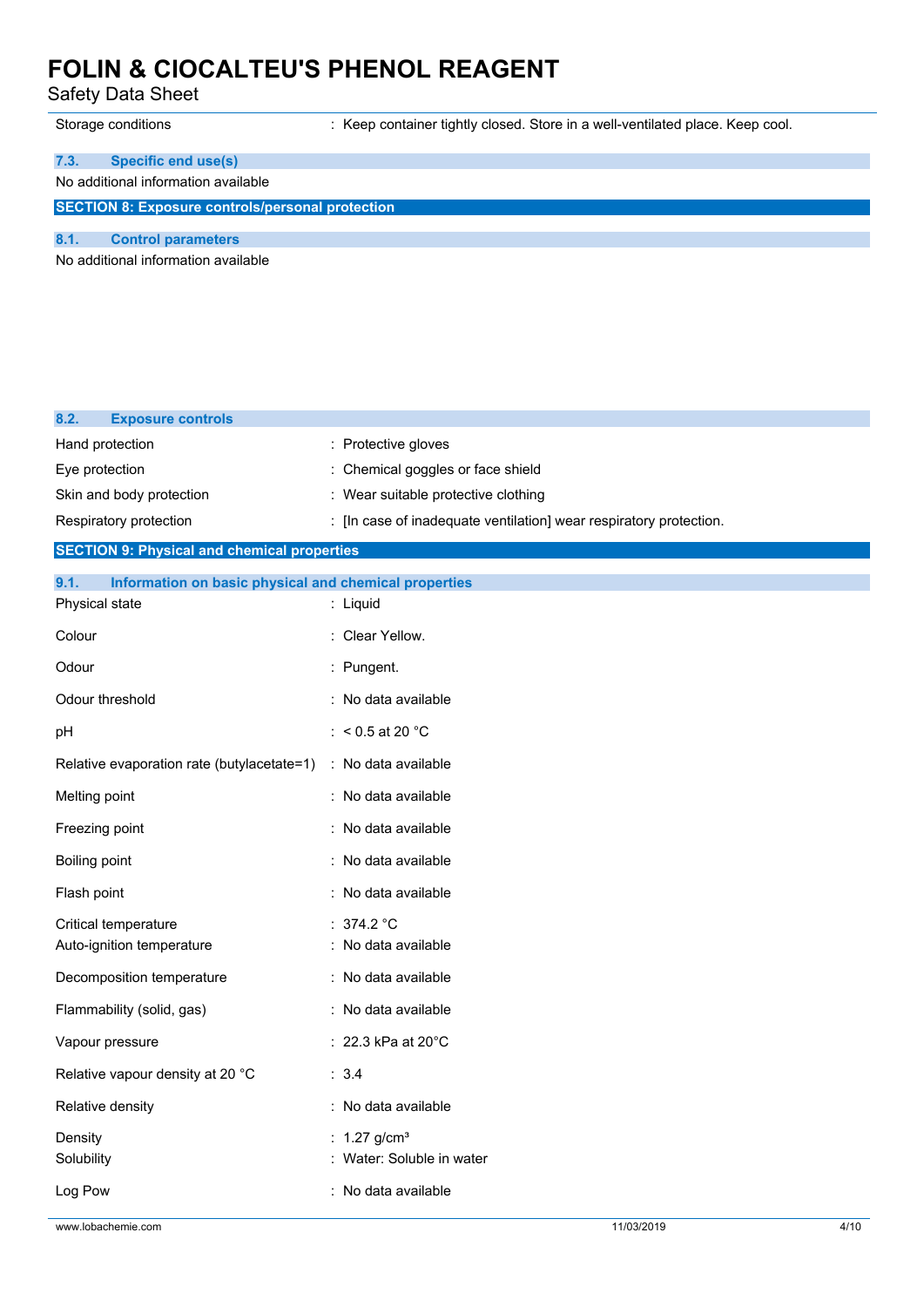| | |
|---|---|
| Storage conditions | : Keep container tightly closed. Store in a well-ventilated place. Keep cool. |

### 7.3. Specific end use(s)

No additional information available

## SECTION 8: Exposure controls/personal protection

### 8.1. Control parameters

No additional information available

### 8.2. Exposure controls

| | |
|---|---|
| Hand protection | : Protective gloves |
| Eye protection | : Chemical goggles or face shield |
| Skin and body protection | : Wear suitable protective clothing |
| Respiratory protection | : [In case of inadequate ventilation] wear respiratory protection. |

## SECTION 9: Physical and chemical properties

### 9.1. Information on basic physical and chemical properties

| | |
|---|---|
| Physical state | : Liquid |
| Colour | : Clear Yellow. |
| Odour | : Pungent. |
| Odour threshold | : No data available |
| pH | : < 0.5 at 20 °C |
| Relative evaporation rate (butylacetate=1) | : No data available |
| Melting point | : No data available |
| Freezing point | : No data available |
| Boiling point | : No data available |
| Flash point | : No data available |
| Critical temperature | : 374.2 °C |
| Auto-ignition temperature | : No data available |
| Decomposition temperature | : No data available |
| Flammability (solid, gas) | : No data available |
| Vapour pressure | : 22.3 kPa at 20°C |
| Relative vapour density at 20 °C | : 3.4 |
| Relative density | : No data available |
| Density | : 1.27 g/cm³ |
| Solubility | : Water: Soluble in water |
| Log Pow | : No data available |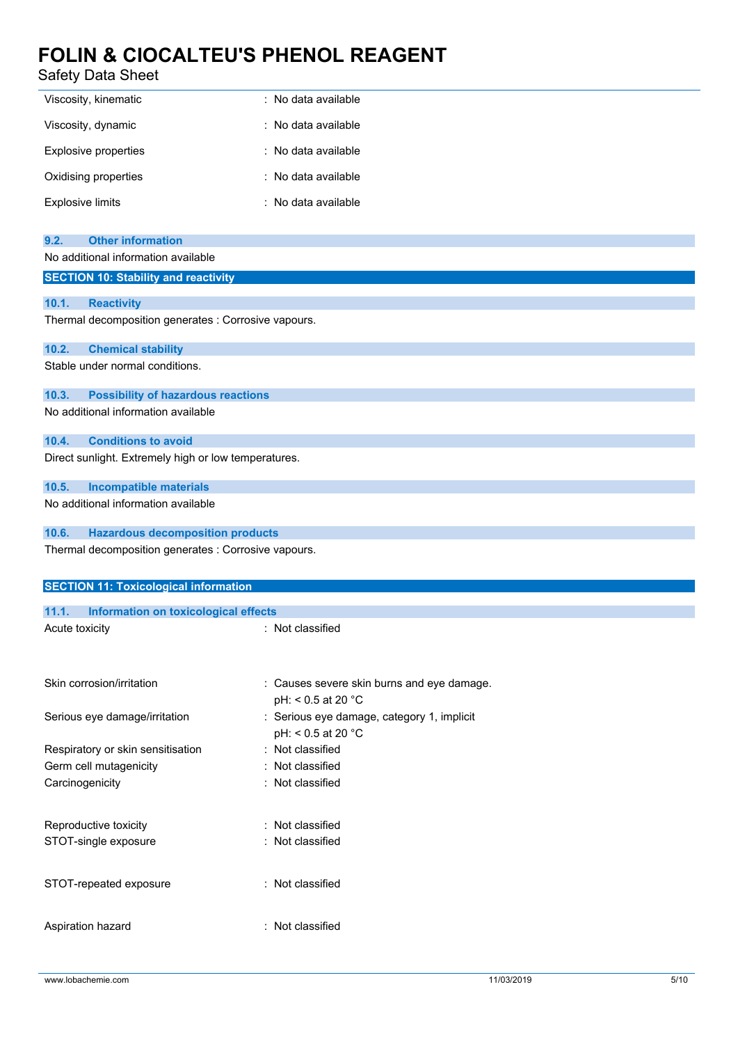| | |
|---|---|
| Viscosity, kinematic | : No data available |
| Viscosity, dynamic | : No data available |
| Explosive properties | : No data available |
| Oxidising properties | : No data available |
| Explosive limits | : No data available |

### 9.2. Other information

No additional information available

## SECTION 10: Stability and reactivity

### 10.1. Reactivity

Thermal decomposition generates : Corrosive vapours.

### 10.2. Chemical stability

Stable under normal conditions.

### 10.3. Possibility of hazardous reactions

No additional information available

### 10.4. Conditions to avoid

Direct sunlight. Extremely high or low temperatures.

### 10.5. Incompatible materials

No additional information available

### 10.6. Hazardous decomposition products

Thermal decomposition generates : Corrosive vapours.

## SECTION 11: Toxicological information

### 11.1. Information on toxicological effects

| | |
|---|---|
| Acute toxicity | : Not classified |
| Skin corrosion/irritation | : Causes severe skin burns and eye damage.<br>pH: < 0.5 at 20 °C |
| Serious eye damage/irritation | : Serious eye damage, category 1, implicit<br>pH: < 0.5 at 20 °C |
| Respiratory or skin sensitisation | : Not classified |
| Germ cell mutagenicity | : Not classified |
| Carcinogenicity | : Not classified |
| Reproductive toxicity | : Not classified |
| STOT-single exposure | : Not classified |
| STOT-repeated exposure | : Not classified |
| Aspiration hazard | : Not classified |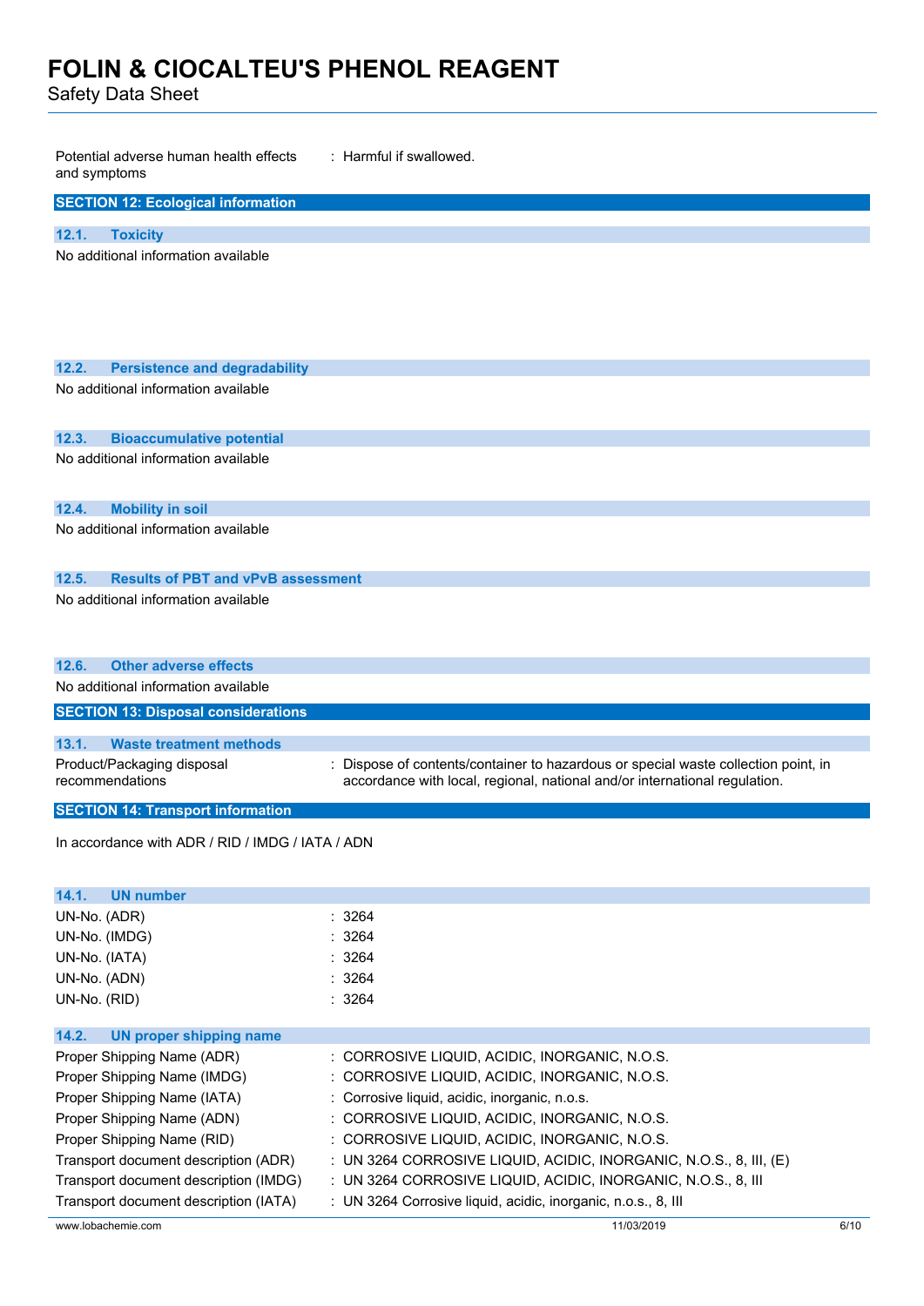Potential adverse human health effects and symptoms : Harmful if swallowed.

## SECTION 12: Ecological information

### 12.1. Toxicity

No additional information available

### 12.2. Persistence and degradability

No additional information available

### 12.3. Bioaccumulative potential

No additional information available

### 12.4. Mobility in soil

No additional information available

### 12.5. Results of PBT and vPvB assessment

No additional information available

### 12.6. Other adverse effects

No additional information available

## SECTION 13: Disposal considerations

### 13.1. Waste treatment methods

Product/Packaging disposal recommendations : Dispose of contents/container to hazardous or special waste collection point, in accordance with local, regional, national and/or international regulation.

## SECTION 14: Transport information

In accordance with ADR / RID / IMDG / IATA / ADN

### 14.1. UN number

| | |
|---|---|
| UN-No. (ADR) | : 3264 |
| UN-No. (IMDG) | : 3264 |
| UN-No. (IATA) | : 3264 |
| UN-No. (ADN) | : 3264 |
| UN-No. (RID) | : 3264 |

### 14.2. UN proper shipping name

| | |
|---|---|
| Proper Shipping Name (ADR) | : CORROSIVE LIQUID, ACIDIC, INORGANIC, N.O.S. |
| Proper Shipping Name (IMDG) | : CORROSIVE LIQUID, ACIDIC, INORGANIC, N.O.S. |
| Proper Shipping Name (IATA) | : Corrosive liquid, acidic, inorganic, n.o.s. |
| Proper Shipping Name (ADN) | : CORROSIVE LIQUID, ACIDIC, INORGANIC, N.O.S. |
| Proper Shipping Name (RID) | : CORROSIVE LIQUID, ACIDIC, INORGANIC, N.O.S. |
| Transport document description (ADR) | : UN 3264 CORROSIVE LIQUID, ACIDIC, INORGANIC, N.O.S., 8, III, (E) |
| Transport document description (IMDG) | : UN 3264 CORROSIVE LIQUID, ACIDIC, INORGANIC, N.O.S., 8, III |
| Transport document description (IATA) | : UN 3264 Corrosive liquid, acidic, inorganic, n.o.s., 8, III |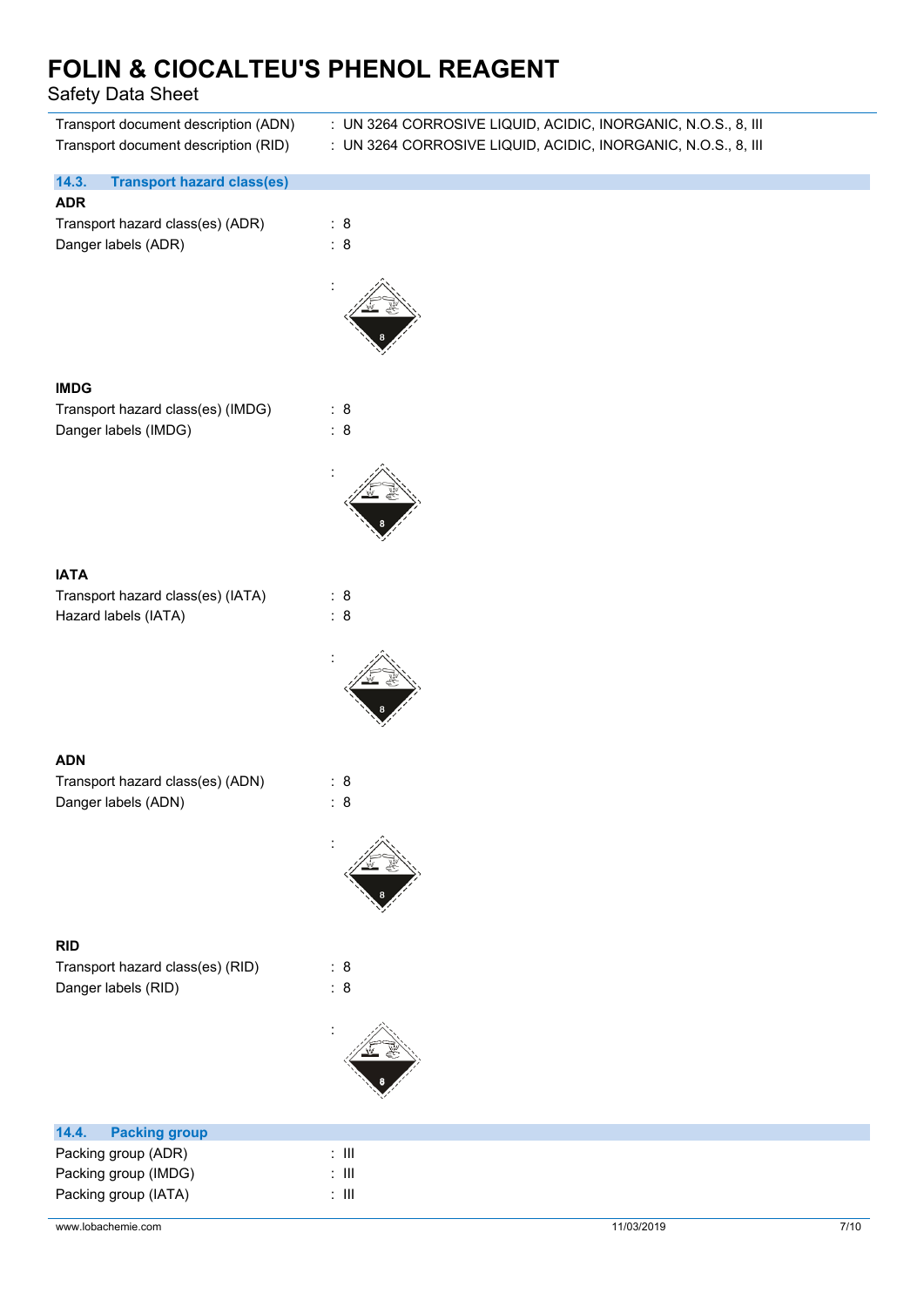| | |
|---|---|
| Transport document description (ADN) | : UN 3264 CORROSIVE LIQUID, ACIDIC, INORGANIC, N.O.S., 8, III |
| Transport document description (RID) | : UN 3264 CORROSIVE LIQUID, ACIDIC, INORGANIC, N.O.S., 8, III |

### 14.3. Transport hazard class(es)

**ADR**

| | |
|---|---|
| Transport hazard class(es) (ADR) | : 8 |
| Danger labels (ADR) | : 8 |
| | : |

**IMDG**

| | |
|---|---|
| Transport hazard class(es) (IMDG) | : 8 |
| Danger labels (IMDG) | : 8 |
| | : |

**IATA**

| | |
|---|---|
| Transport hazard class(es) (IATA) | : 8 |
| Hazard labels (IATA) | : 8 |
| | : |

**ADN**

| | |
|---|---|
| Transport hazard class(es) (ADN) | : 8 |
| Danger labels (ADN) | : 8 |
| | : |

**RID**

| | |
|---|---|
| Transport hazard class(es) (RID) | : 8 |
| Danger labels (RID) | : 8 |
| | : |

### 14.4. Packing group

| | |
|---|---|
| Packing group (ADR) | : III |
| Packing group (IMDG) | : III |
| Packing group (IATA) | : III |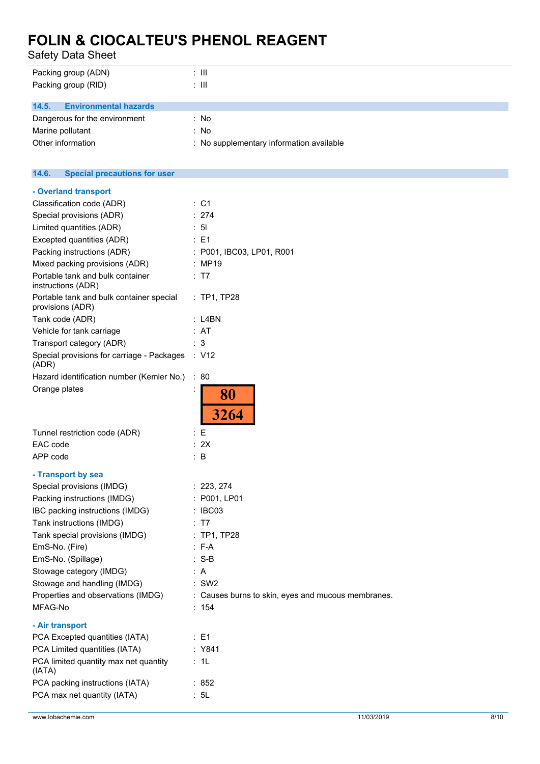| | |
|---|---|
| Packing group (ADN) | : III |
| Packing group (RID) | : III |

## 14.5. Environmental hazards

| | |
|---|---|
| Dangerous for the environment | : No |
| Marine pollutant | : No |
| Other information | : No supplementary information available |

## 14.6. Special precautions for user

**- Overland transport**

| | |
|---|---|
| Classification code (ADR) | : C1 |
| Special provisions (ADR) | : 274 |
| Limited quantities (ADR) | : 5l |
| Excepted quantities (ADR) | : E1 |
| Packing instructions (ADR) | : P001, IBC03, LP01, R001 |
| Mixed packing provisions (ADR) | : MP19 |
| Portable tank and bulk container instructions (ADR) | : T7 |
| Portable tank and bulk container special provisions (ADR) | : TP1, TP28 |
| Tank code (ADR) | : L4BN |
| Vehicle for tank carriage | : AT |
| Transport category (ADR) | : 3 |
| Special provisions for carriage - Packages (ADR) | : V12 |
| Hazard identification number (Kemler No.) | : 80 |
| Orange plates | : 80 / 3264 |
| Tunnel restriction code (ADR) | : E |
| EAC code | : 2X |
| APP code | : B |

**- Transport by sea**

| | |
|---|---|
| Special provisions (IMDG) | : 223, 274 |
| Packing instructions (IMDG) | : P001, LP01 |
| IBC packing instructions (IMDG) | : IBC03 |
| Tank instructions (IMDG) | : T7 |
| Tank special provisions (IMDG) | : TP1, TP28 |
| EmS-No. (Fire) | : F-A |
| EmS-No. (Spillage) | : S-B |
| Stowage category (IMDG) | : A |
| Stowage and handling (IMDG) | : SW2 |
| Properties and observations (IMDG) | : Causes burns to skin, eyes and mucous membranes. |
| MFAG-No | : 154 |

**- Air transport**

| | |
|---|---|
| PCA Excepted quantities (IATA) | : E1 |
| PCA Limited quantities (IATA) | : Y841 |
| PCA limited quantity max net quantity (IATA) | : 1L |
| PCA packing instructions (IATA) | : 852 |
| PCA max net quantity (IATA) | : 5L |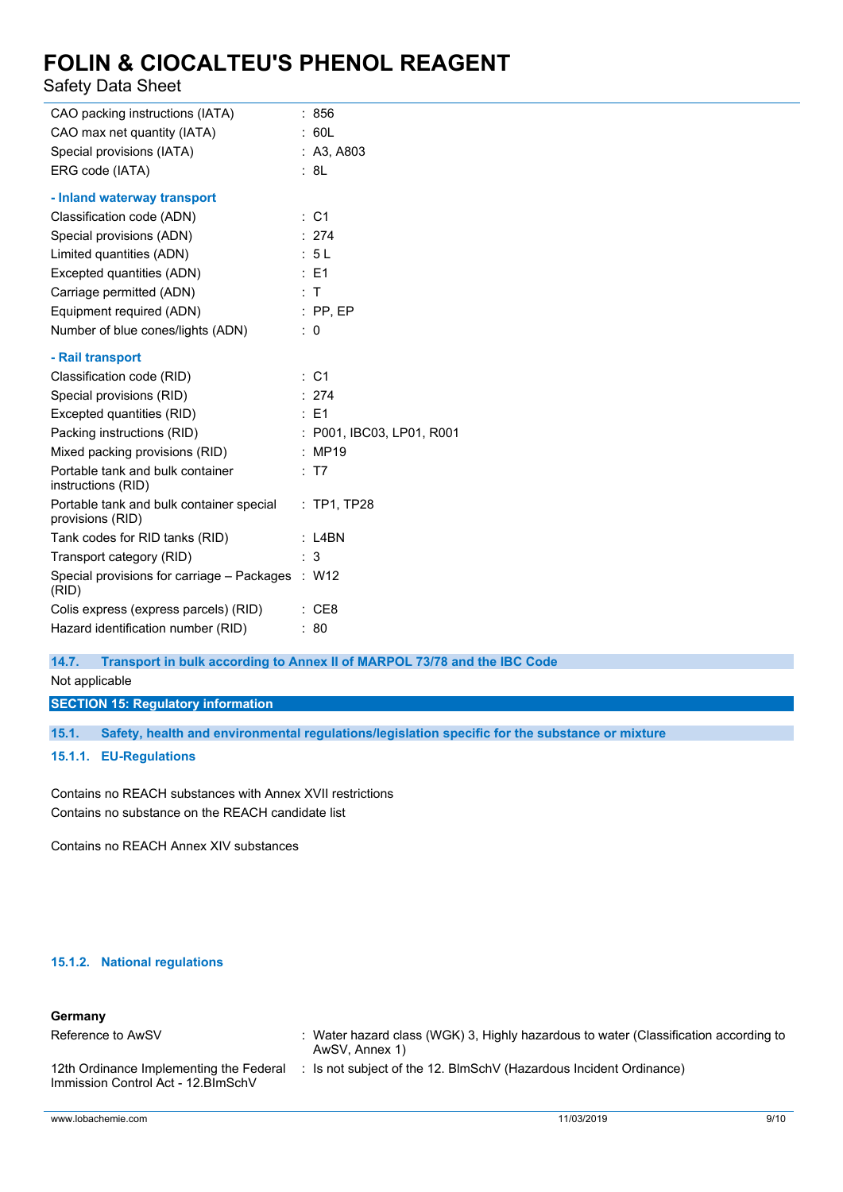| | |
|---|---|
| CAO packing instructions (IATA) | : 856 |
| CAO max net quantity (IATA) | : 60L |
| Special provisions (IATA) | : A3, A803 |
| ERG code (IATA) | : 8L |

**- Inland waterway transport**

| | |
|---|---|
| Classification code (ADN) | : C1 |
| Special provisions (ADN) | : 274 |
| Limited quantities (ADN) | : 5 L |
| Excepted quantities (ADN) | : E1 |
| Carriage permitted (ADN) | : T |
| Equipment required (ADN) | : PP, EP |
| Number of blue cones/lights (ADN) | : 0 |

**- Rail transport**

| | |
|---|---|
| Classification code (RID) | : C1 |
| Special provisions (RID) | : 274 |
| Excepted quantities (RID) | : E1 |
| Packing instructions (RID) | : P001, IBC03, LP01, R001 |
| Mixed packing provisions (RID) | : MP19 |
| Portable tank and bulk container instructions (RID) | : T7 |
| Portable tank and bulk container special provisions (RID) | : TP1, TP28 |
| Tank codes for RID tanks (RID) | : L4BN |
| Transport category (RID) | : 3 |
| Special provisions for carriage – Packages (RID) | : W12 |
| Colis express (express parcels) (RID) | : CE8 |
| Hazard identification number (RID) | : 80 |

### 14.7. Transport in bulk according to Annex II of MARPOL 73/78 and the IBC Code

Not applicable

## SECTION 15: Regulatory information

### 15.1. Safety, health and environmental regulations/legislation specific for the substance or mixture

#### 15.1.1. EU-Regulations

Contains no REACH substances with Annex XVII restrictions
Contains no substance on the REACH candidate list

Contains no REACH Annex XIV substances

#### 15.1.2. National regulations

**Germany**

| | |
|---|---|
| Reference to AwSV | : Water hazard class (WGK) 3, Highly hazardous to water (Classification according to AwSV, Annex 1) |
| 12th Ordinance Implementing the Federal Immission Control Act - 12.BImSchV | : Is not subject of the 12. BlmSchV (Hazardous Incident Ordinance) |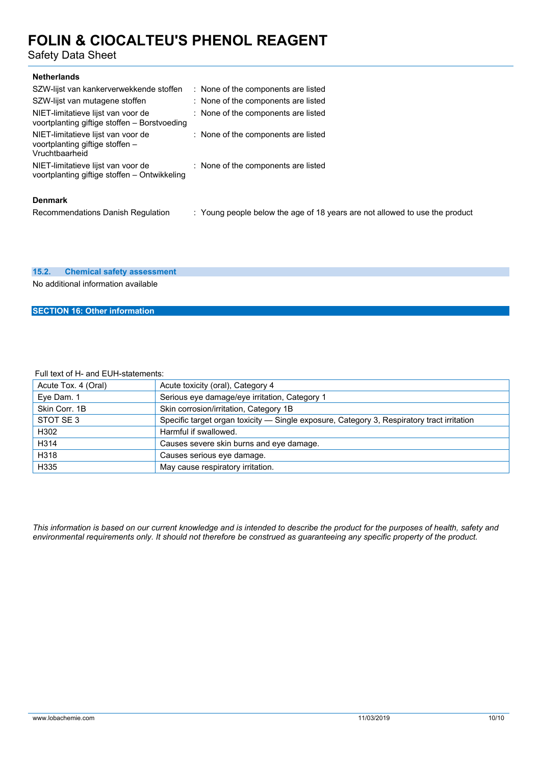**Netherlands**

| | |
|---|---|
| SZW-lijst van kankerverwekkende stoffen | : None of the components are listed |
| SZW-lijst van mutagene stoffen | : None of the components are listed |
| NIET-limitatieve lijst van voor de voortplanting giftige stoffen – Borstvoeding | : None of the components are listed |
| NIET-limitatieve lijst van voor de voortplanting giftige stoffen – Vruchtbaarheid | : None of the components are listed |
| NIET-limitatieve lijst van voor de voortplanting giftige stoffen – Ontwikkeling | : None of the components are listed |

**Denmark**

| | |
|---|---|
| Recommendations Danish Regulation | : Young people below the age of 18 years are not allowed to use the product |

### 15.2. Chemical safety assessment

No additional information available

## SECTION 16: Other information

Full text of H- and EUH-statements:

| | |
|---|---|
| Acute Tox. 4 (Oral) | Acute toxicity (oral), Category 4 |
| Eye Dam. 1 | Serious eye damage/eye irritation, Category 1 |
| Skin Corr. 1B | Skin corrosion/irritation, Category 1B |
| STOT SE 3 | Specific target organ toxicity — Single exposure, Category 3, Respiratory tract irritation |
| H302 | Harmful if swallowed. |
| H314 | Causes severe skin burns and eye damage. |
| H318 | Causes serious eye damage. |
| H335 | May cause respiratory irritation. |

*This information is based on our current knowledge and is intended to describe the product for the purposes of health, safety and environmental requirements only. It should not therefore be construed as guaranteeing any specific property of the product.*